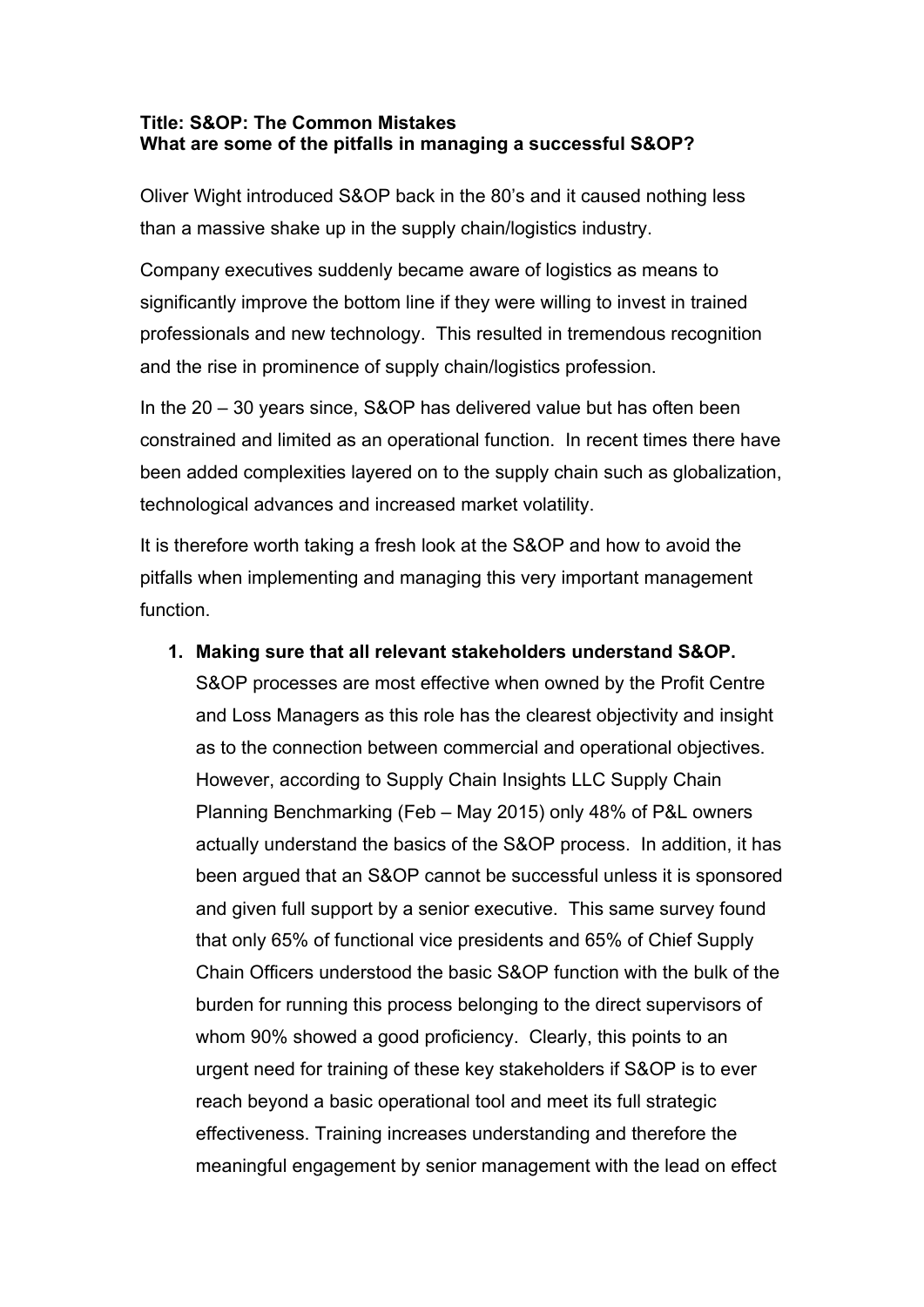**Title: S&OP: The Common Mistakes**
**What are some of the pitfalls in managing a successful S&OP?**

Oliver Wight introduced S&OP back in the 80's and it caused nothing less than a massive shake up in the supply chain/logistics industry.

Company executives suddenly became aware of logistics as means to significantly improve the bottom line if they were willing to invest in trained professionals and new technology. This resulted in tremendous recognition and the rise in prominence of supply chain/logistics profession.

In the 20 – 30 years since, S&OP has delivered value but has often been constrained and limited as an operational function. In recent times there have been added complexities layered on to the supply chain such as globalization, technological advances and increased market volatility.

It is therefore worth taking a fresh look at the S&OP and how to avoid the pitfalls when implementing and managing this very important management function.

1. **Making sure that all relevant stakeholders understand S&OP.** S&OP processes are most effective when owned by the Profit Centre and Loss Managers as this role has the clearest objectivity and insight as to the connection between commercial and operational objectives. However, according to Supply Chain Insights LLC Supply Chain Planning Benchmarking (Feb – May 2015) only 48% of P&L owners actually understand the basics of the S&OP process. In addition, it has been argued that an S&OP cannot be successful unless it is sponsored and given full support by a senior executive. This same survey found that only 65% of functional vice presidents and 65% of Chief Supply Chain Officers understood the basic S&OP function with the bulk of the burden for running this process belonging to the direct supervisors of whom 90% showed a good proficiency. Clearly, this points to an urgent need for training of these key stakeholders if S&OP is to ever reach beyond a basic operational tool and meet its full strategic effectiveness. Training increases understanding and therefore the meaningful engagement by senior management with the lead on effect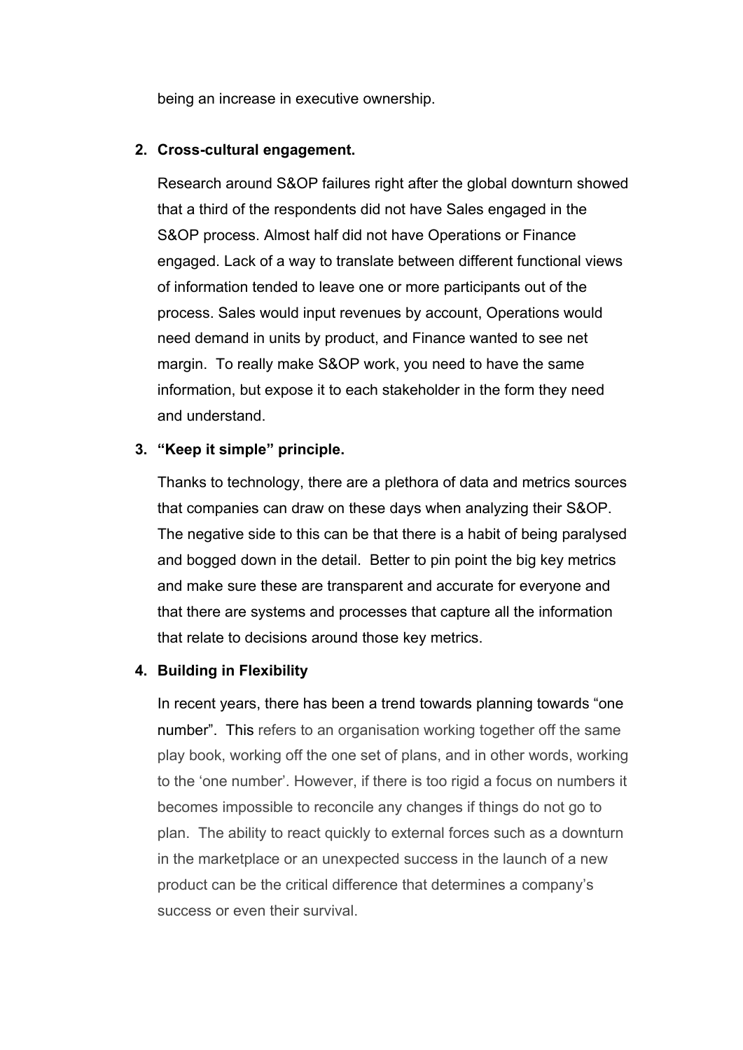being an increase in executive ownership.

2. **Cross-cultural engagement.**

   Research around S&OP failures right after the global downturn showed that a third of the respondents did not have Sales engaged in the S&OP process. Almost half did not have Operations or Finance engaged. Lack of a way to translate between different functional views of information tended to leave one or more participants out of the process. Sales would input revenues by account, Operations would need demand in units by product, and Finance wanted to see net margin. To really make S&OP work, you need to have the same information, but expose it to each stakeholder in the form they need and understand.

3. **"Keep it simple" principle.**

   Thanks to technology, there are a plethora of data and metrics sources that companies can draw on these days when analyzing their S&OP. The negative side to this can be that there is a habit of being paralysed and bogged down in the detail. Better to pin point the big key metrics and make sure these are transparent and accurate for everyone and that there are systems and processes that capture all the information that relate to decisions around those key metrics.

4. **Building in Flexibility**

   In recent years, there has been a trend towards planning towards "one number". This refers to an organisation working together off the same play book, working off the one set of plans, and in other words, working to the 'one number'. However, if there is too rigid a focus on numbers it becomes impossible to reconcile any changes if things do not go to plan. The ability to react quickly to external forces such as a downturn in the marketplace or an unexpected success in the launch of a new product can be the critical difference that determines a company's success or even their survival.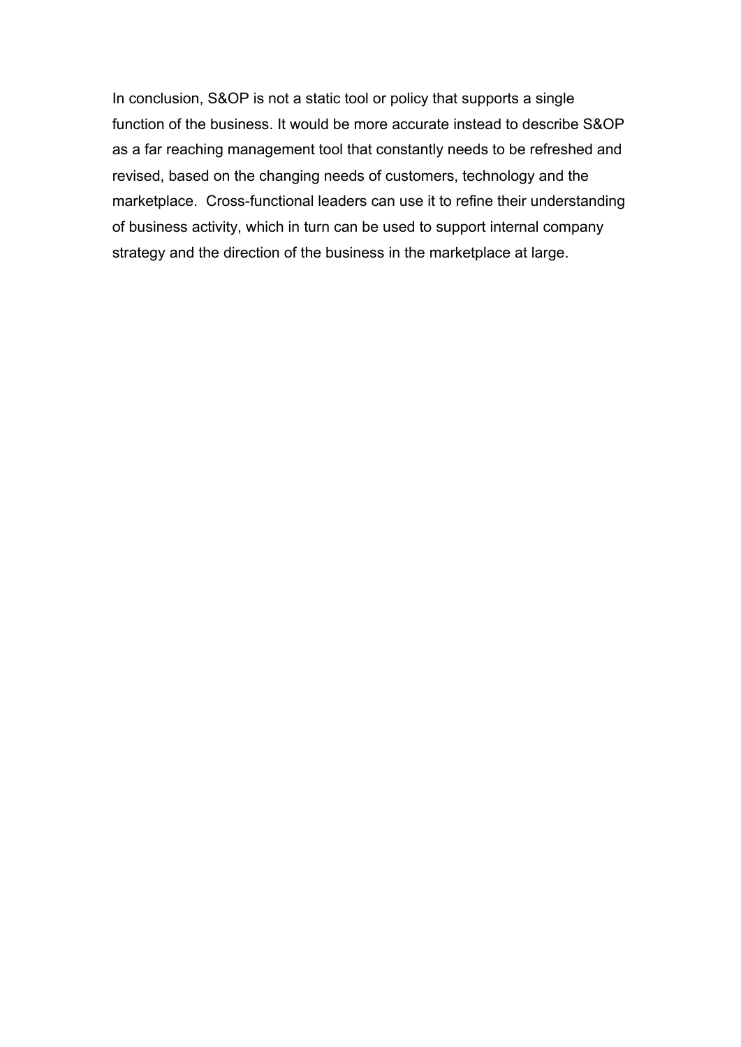In conclusion, S&OP is not a static tool or policy that supports a single function of the business. It would be more accurate instead to describe S&OP as a far reaching management tool that constantly needs to be refreshed and revised, based on the changing needs of customers, technology and the marketplace. Cross-functional leaders can use it to refine their understanding of business activity, which in turn can be used to support internal company strategy and the direction of the business in the marketplace at large.